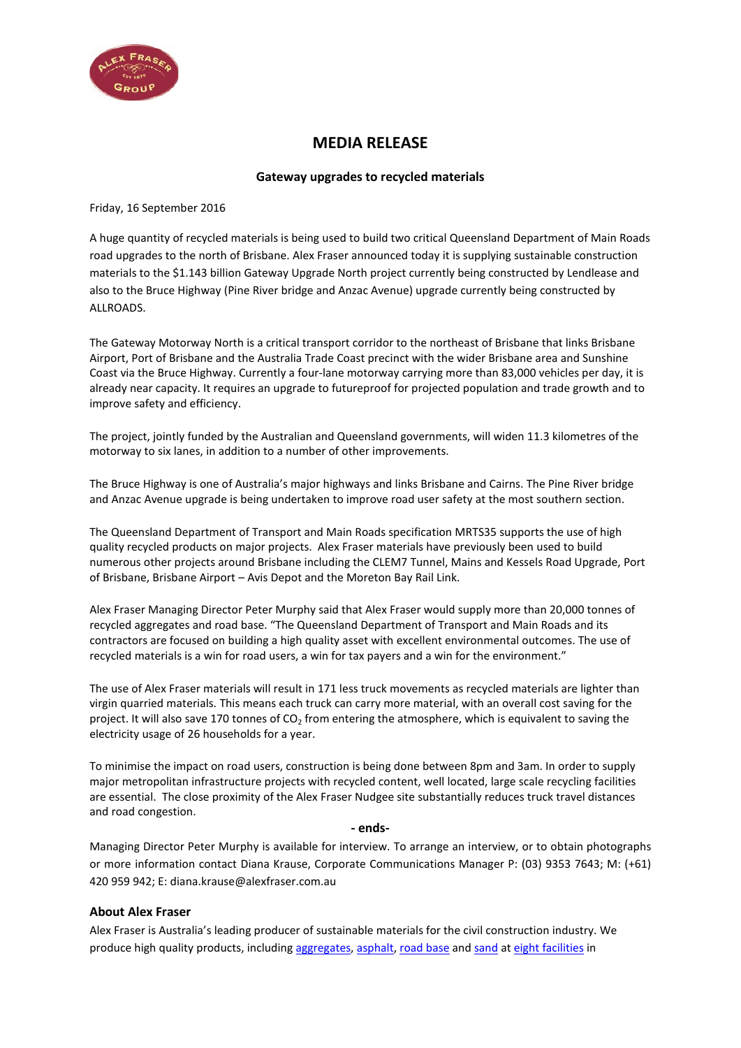# MEDIA RELEASE

**Gateway upgrades to recycled materials**

Friday, 16 September 2016

A huge quantity of recycled materials is being used to build two critical Queensland Department of Main Roads road upgrades to the north of Brisbane. Alex Fraser announced today it is supplying sustainable construction materials to the $1.143 billion Gateway Upgrade North project currently being constructed by Lendlease and also to the Bruce Highway (Pine River bridge and Anzac Avenue) upgrade currently being constructed by ALLROADS.

The Gateway Motorway North is a critical transport corridor to the northeast of Brisbane that links Brisbane Airport, Port of Brisbane and the Australia Trade Coast precinct with the wider Brisbane area and Sunshine Coast via the Bruce Highway. Currently a four-lane motorway carrying more than 83,000 vehicles per day, it is already near capacity. It requires an upgrade to futureproof for projected population and trade growth and to improve safety and efficiency.

The project, jointly funded by the Australian and Queensland governments, will widen 11.3 kilometres of the motorway to six lanes, in addition to a number of other improvements.

The Bruce Highway is one of Australia's major highways and links Brisbane and Cairns. The Pine River bridge and Anzac Avenue upgrade is being undertaken to improve road user safety at the most southern section.

The Queensland Department of Transport and Main Roads specification MRTS35 supports the use of high quality recycled products on major projects. Alex Fraser materials have previously been used to build numerous other projects around Brisbane including the CLEM7 Tunnel, Mains and Kessels Road Upgrade, Port of Brisbane, Brisbane Airport – Avis Depot and the Moreton Bay Rail Link.

Alex Fraser Managing Director Peter Murphy said that Alex Fraser would supply more than 20,000 tonnes of recycled aggregates and road base. "The Queensland Department of Transport and Main Roads and its contractors are focused on building a high quality asset with excellent environmental outcomes. The use of recycled materials is a win for road users, a win for tax payers and a win for the environment."

The use of Alex Fraser materials will result in 171 less truck movements as recycled materials are lighter than virgin quarried materials. This means each truck can carry more material, with an overall cost saving for the project. It will also save 170 tonnes of $CO_2$ from entering the atmosphere, which is equivalent to saving the electricity usage of 26 households for a year.

To minimise the impact on road users, construction is being done between 8pm and 3am. In order to supply major metropolitan infrastructure projects with recycled content, well located, large scale recycling facilities are essential. The close proximity of the Alex Fraser Nudgee site substantially reduces truck travel distances and road congestion.

**- ends-**

Managing Director Peter Murphy is available for interview. To arrange an interview, or to obtain photographs or more information contact Diana Krause, Corporate Communications Manager P: (03) 9353 7643; M: (+61) 420 959 942; E: diana.krause@alexfraser.com.au

### About Alex Fraser

Alex Fraser is Australia's leading producer of sustainable materials for the civil construction industry. We produce high quality products, including aggregates, asphalt, road base and sand at eight facilities in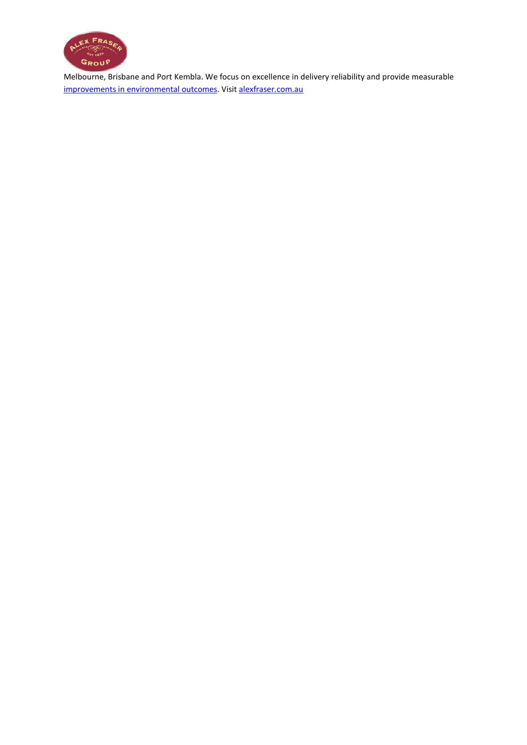Melbourne, Brisbane and Port Kembla. We focus on excellence in delivery reliability and provide measurable improvements in environmental outcomes. Visit alexfraser.com.au